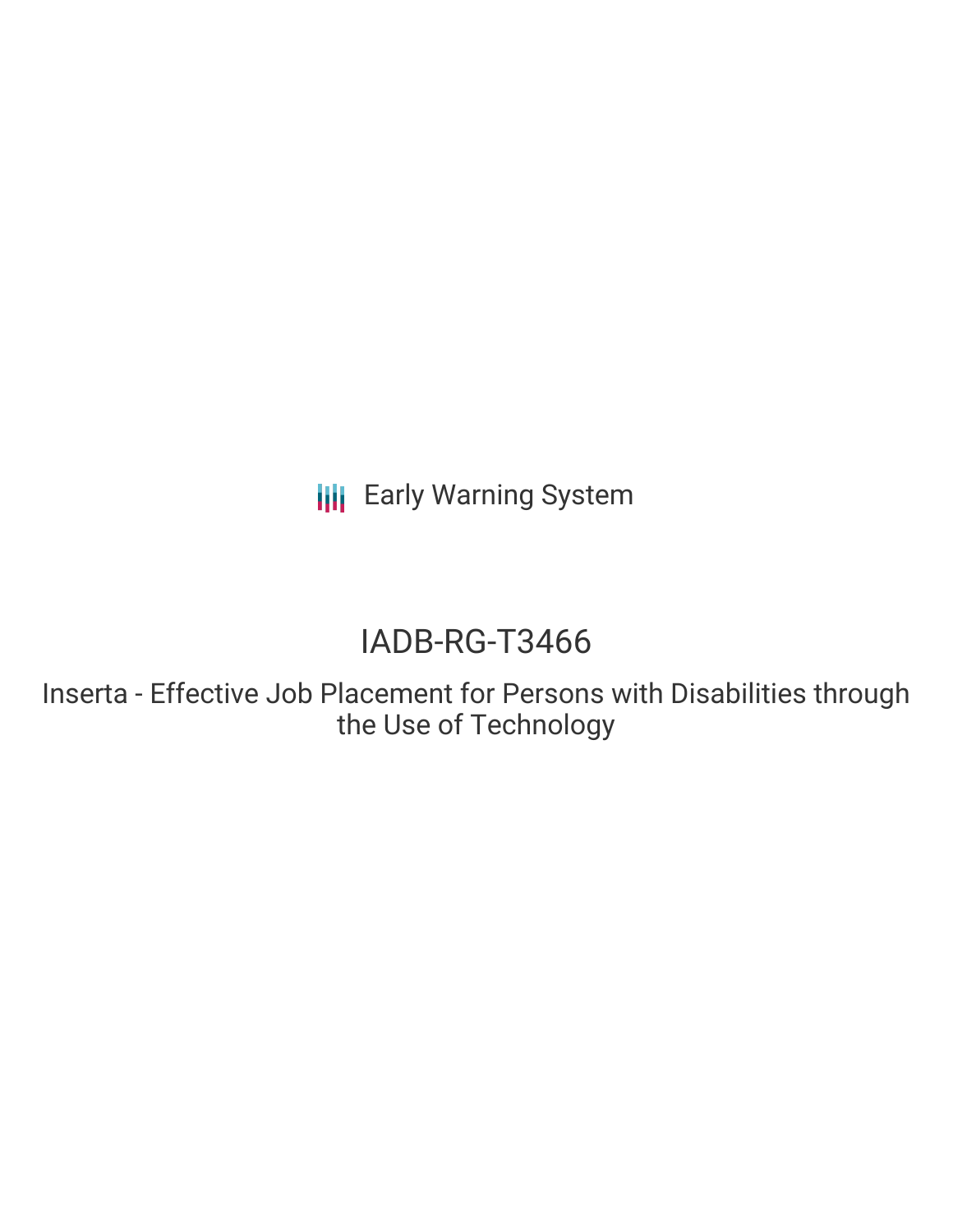Early Warning System

# IADB-RG-T3466

## Inserta - Effective Job Placement for Persons with Disabilities through the Use of Technology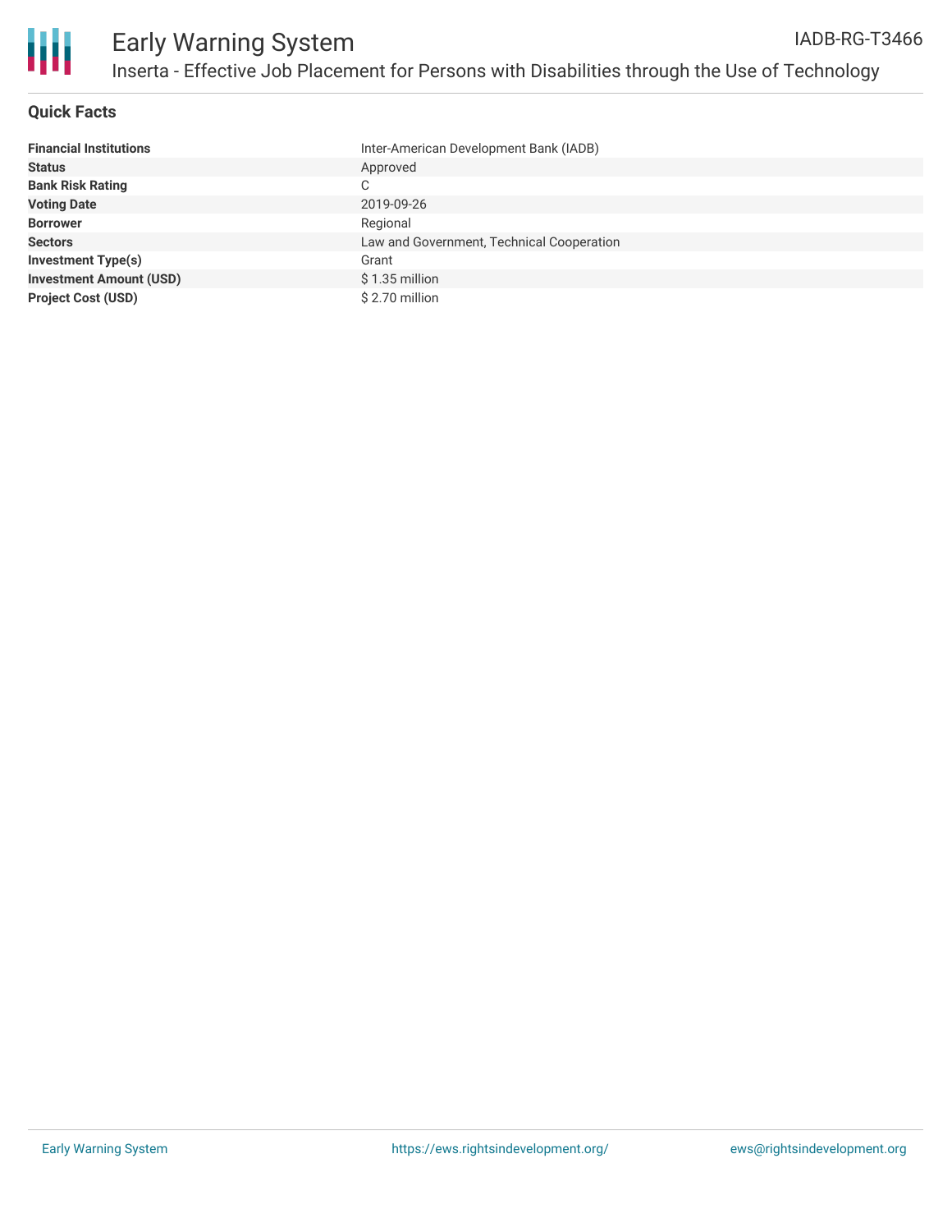# Early Warning System

IADB-RG-T3466

## Inserta - Effective Job Placement for Persons with Disabilities through the Use of Technology

### Quick Facts

| | |
|---|---|
| **Financial Institutions** | Inter-American Development Bank (IADB) |
| **Status** | Approved |
| **Bank Risk Rating** | C |
| **Voting Date** | 2019-09-26 |
| **Borrower** | Regional |
| **Sectors** | Law and Government, Technical Cooperation |
| **Investment Type(s)** | Grant |
| **Investment Amount (USD)** | $ 1.35 million |
| **Project Cost (USD)** | $ 2.70 million |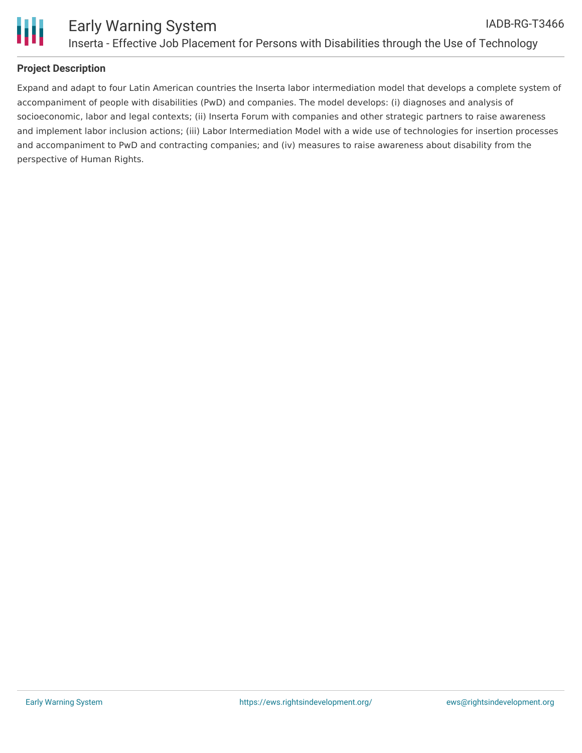## Project Description

Expand and adapt to four Latin American countries the Inserta labor intermediation model that develops a complete system of accompaniment of people with disabilities (PwD) and companies. The model develops: (i) diagnoses and analysis of socioeconomic, labor and legal contexts; (ii) Inserta Forum with companies and other strategic partners to raise awareness and implement labor inclusion actions; (iii) Labor Intermediation Model with a wide use of technologies for insertion processes and accompaniment to PwD and contracting companies; and (iv) measures to raise awareness about disability from the perspective of Human Rights.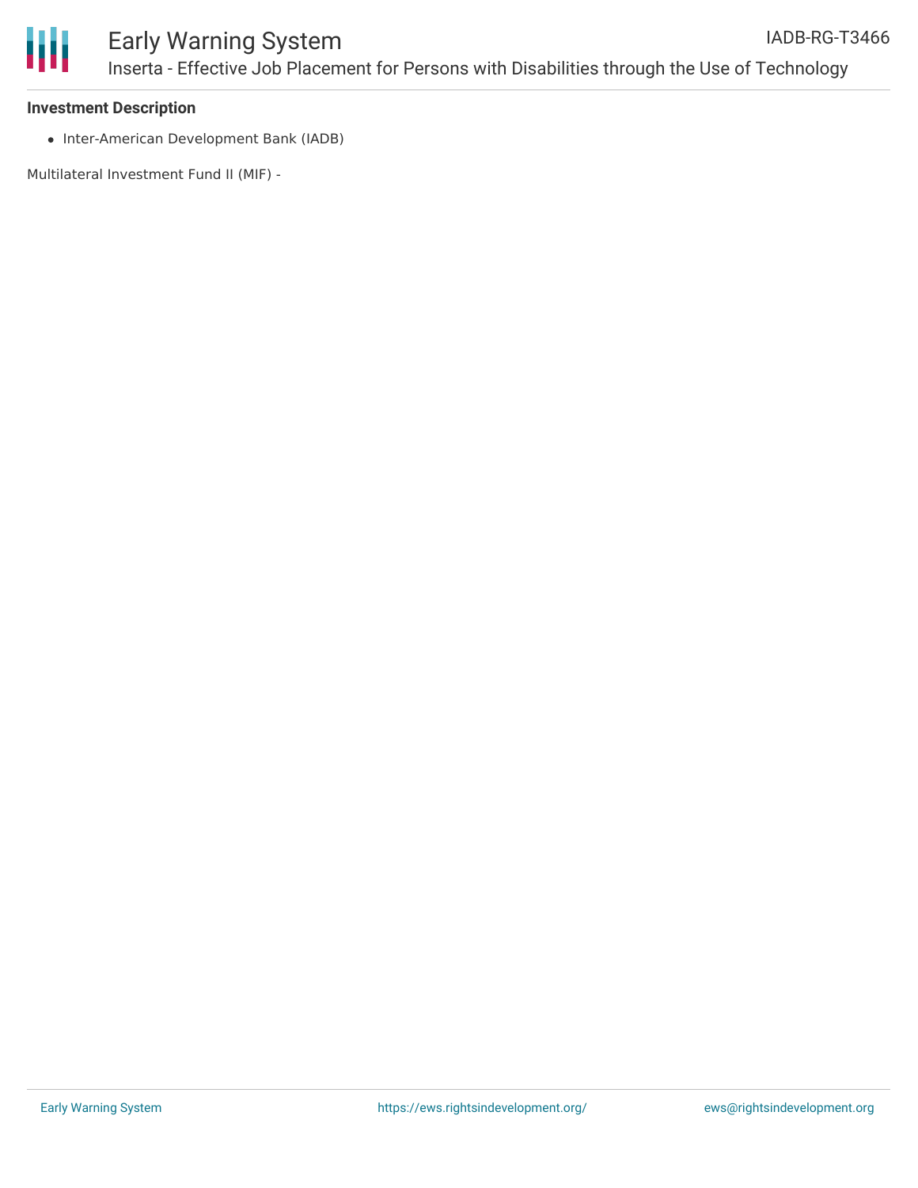**Investment Description**

- Inter-American Development Bank (IADB)

Multilateral Investment Fund II (MIF) -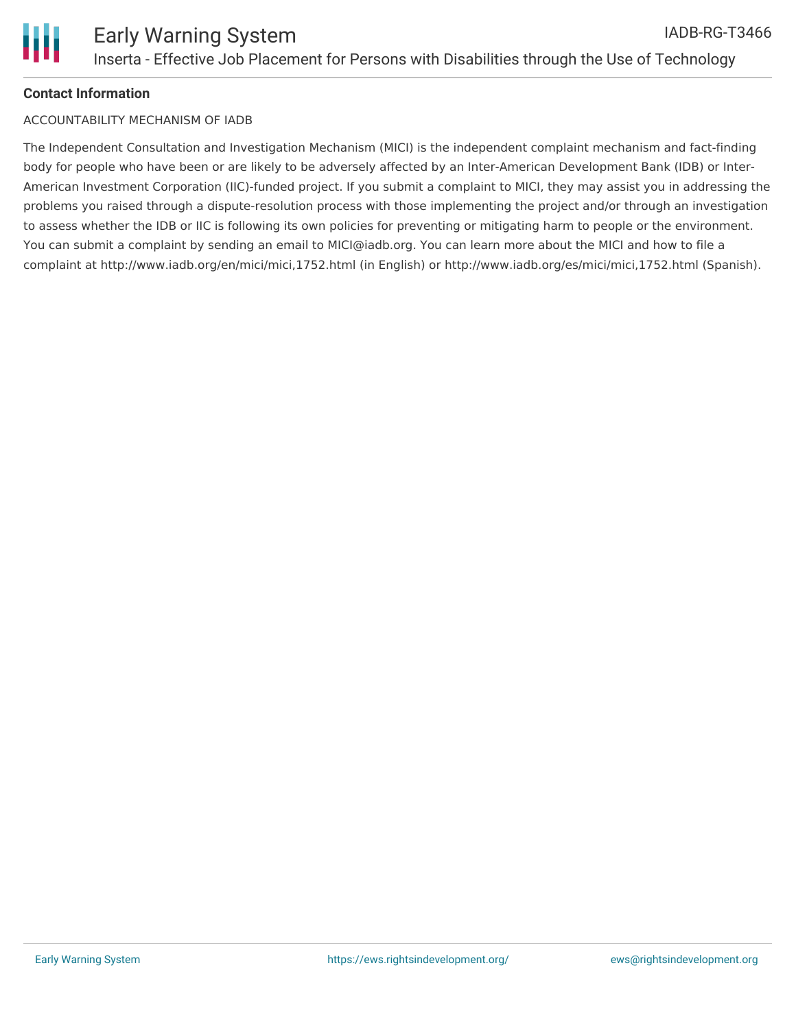**Contact Information**

ACCOUNTABILITY MECHANISM OF IADB

The Independent Consultation and Investigation Mechanism (MICI) is the independent complaint mechanism and fact-finding body for people who have been or are likely to be adversely affected by an Inter-American Development Bank (IDB) or Inter-American Investment Corporation (IIC)-funded project. If you submit a complaint to MICI, they may assist you in addressing the problems you raised through a dispute-resolution process with those implementing the project and/or through an investigation to assess whether the IDB or IIC is following its own policies for preventing or mitigating harm to people or the environment. You can submit a complaint by sending an email to MICI@iadb.org. You can learn more about the MICI and how to file a complaint at http://www.iadb.org/en/mici/mici,1752.html (in English) or http://www.iadb.org/es/mici/mici,1752.html (Spanish).